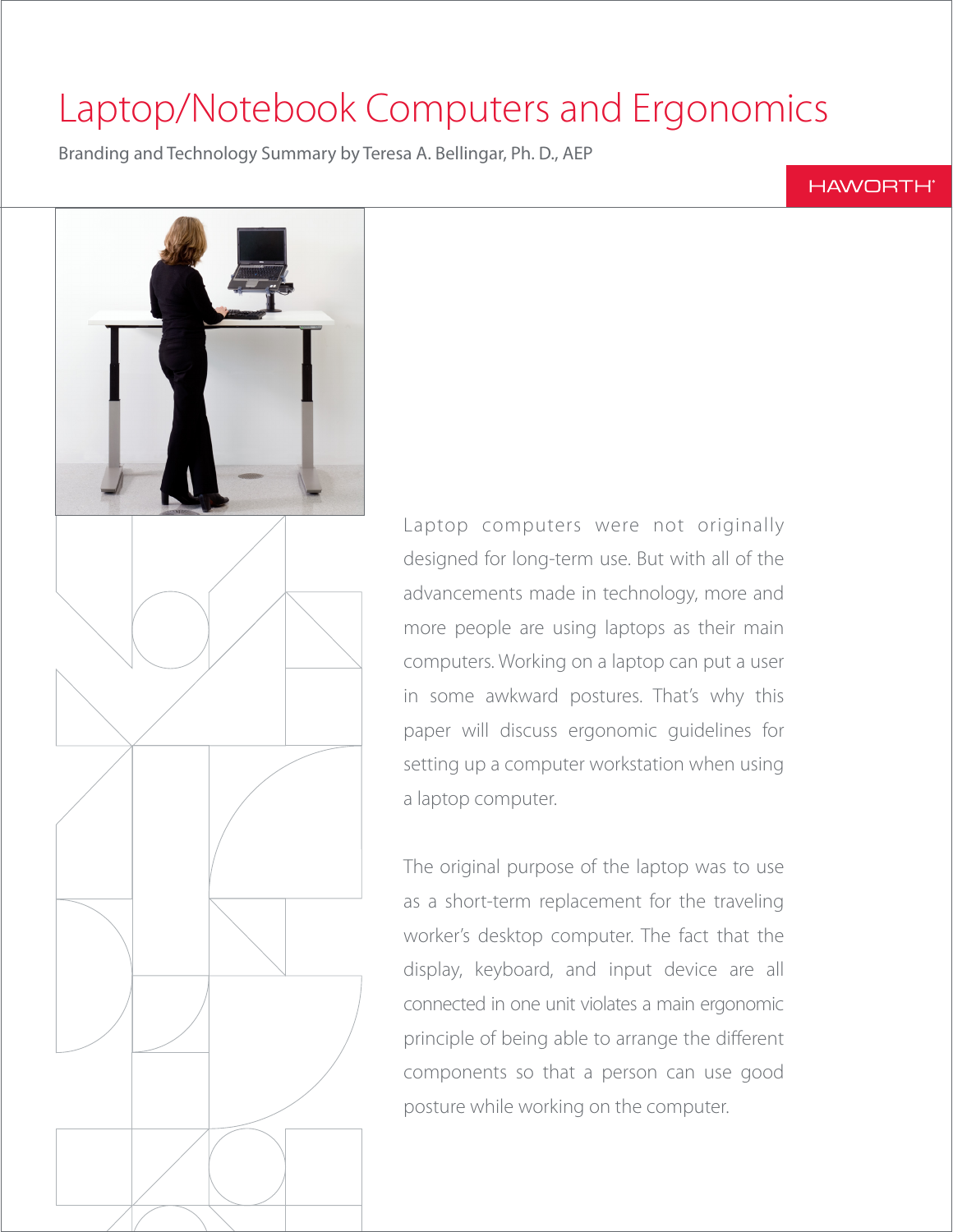# Laptop/Notebook Computers and Ergonomics

Branding and Technology Summary by Teresa A. Bellingar, Ph. D., AEP

HAWORTH®

Laptop computers were not originally designed for long-term use. But with all of the advancements made in technology, more and more people are using laptops as their main computers. Working on a laptop can put a user in some awkward postures. That's why this paper will discuss ergonomic guidelines for setting up a computer workstation when using a laptop computer.

The original purpose of the laptop was to use as a short-term replacement for the traveling worker's desktop computer. The fact that the display, keyboard, and input device are all connected in one unit violates a main ergonomic principle of being able to arrange the different components so that a person can use good posture while working on the computer.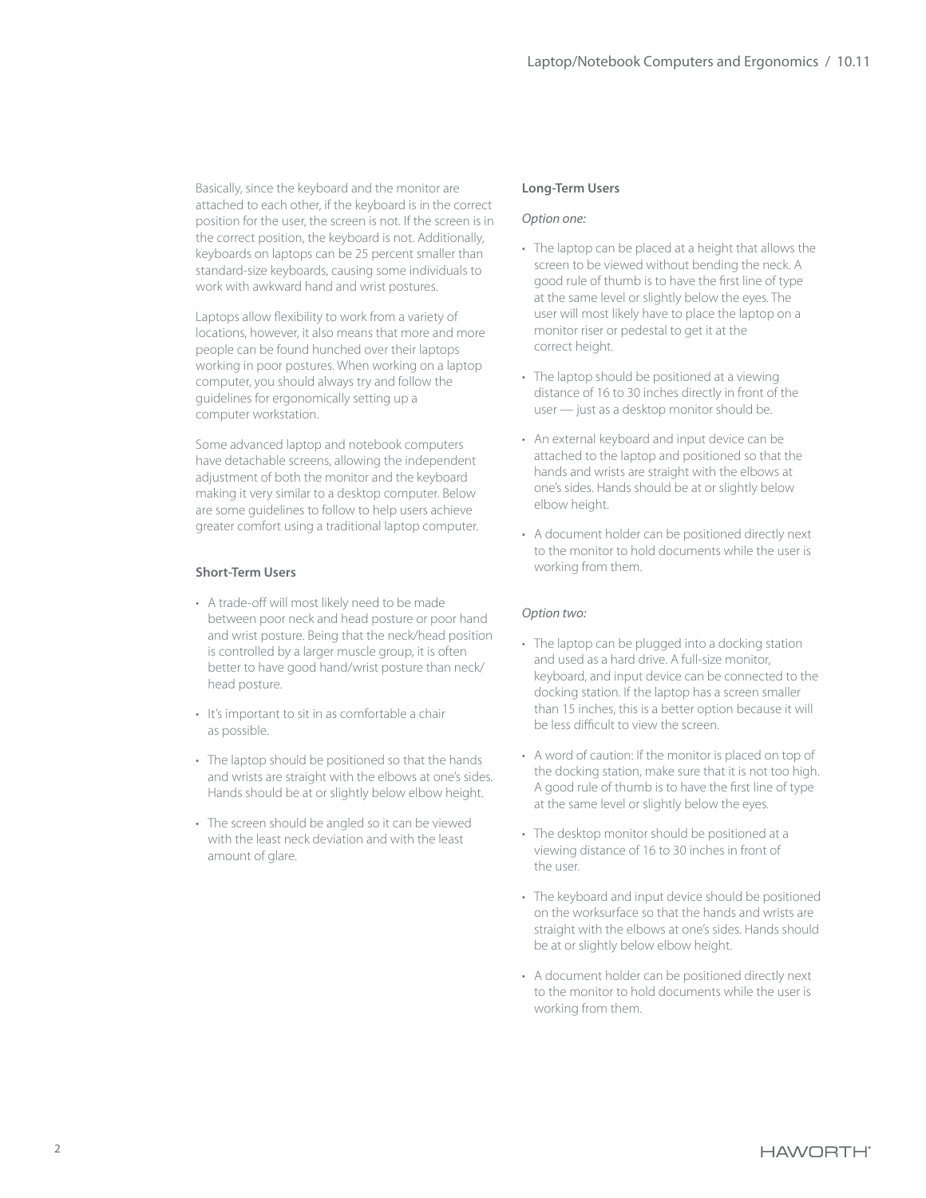Basically, since the keyboard and the monitor are attached to each other, if the keyboard is in the correct position for the user, the screen is not. If the screen is in the correct position, the keyboard is not. Additionally, keyboards on laptops can be 25 percent smaller than standard-size keyboards, causing some individuals to work with awkward hand and wrist postures.

Laptops allow flexibility to work from a variety of locations, however, it also means that more and more people can be found hunched over their laptops working in poor postures. When working on a laptop computer, you should always try and follow the guidelines for ergonomically setting up a computer workstation.

Some advanced laptop and notebook computers have detachable screens, allowing the independent adjustment of both the monitor and the keyboard making it very similar to a desktop computer. Below are some guidelines to follow to help users achieve greater comfort using a traditional laptop computer.

**Short-Term Users**

- A trade-off will most likely need to be made between poor neck and head posture or poor hand and wrist posture. Being that the neck/head position is controlled by a larger muscle group, it is often better to have good hand/wrist posture than neck/head posture.
- It's important to sit in as comfortable a chair as possible.
- The laptop should be positioned so that the hands and wrists are straight with the elbows at one's sides. Hands should be at or slightly below elbow height.
- The screen should be angled so it can be viewed with the least neck deviation and with the least amount of glare.

**Long-Term Users**

*Option one:*

- The laptop can be placed at a height that allows the screen to be viewed without bending the neck. A good rule of thumb is to have the first line of type at the same level or slightly below the eyes. The user will most likely have to place the laptop on a monitor riser or pedestal to get it at the correct height.
- The laptop should be positioned at a viewing distance of 16 to 30 inches directly in front of the user — just as a desktop monitor should be.
- An external keyboard and input device can be attached to the laptop and positioned so that the hands and wrists are straight with the elbows at one's sides. Hands should be at or slightly below elbow height.
- A document holder can be positioned directly next to the monitor to hold documents while the user is working from them.

*Option two:*

- The laptop can be plugged into a docking station and used as a hard drive. A full-size monitor, keyboard, and input device can be connected to the docking station. If the laptop has a screen smaller than 15 inches, this is a better option because it will be less difficult to view the screen.
- A word of caution: If the monitor is placed on top of the docking station, make sure that it is not too high. A good rule of thumb is to have the first line of type at the same level or slightly below the eyes.
- The desktop monitor should be positioned at a viewing distance of 16 to 30 inches in front of the user.
- The keyboard and input device should be positioned on the worksurface so that the hands and wrists are straight with the elbows at one's sides. Hands should be at or slightly below elbow height.
- A document holder can be positioned directly next to the monitor to hold documents while the user is working from them.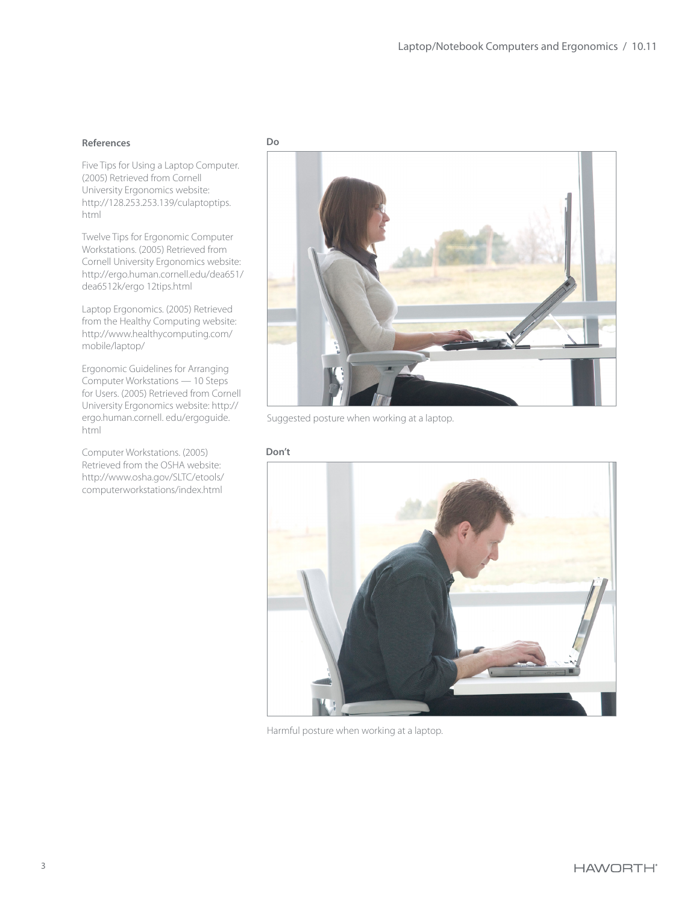## References

Five Tips for Using a Laptop Computer. (2005) Retrieved from Cornell University Ergonomics website: http://128.253.253.139/culaptoptips.html

Twelve Tips for Ergonomic Computer Workstations. (2005) Retrieved from Cornell University Ergonomics website: http://ergo.human.cornell.edu/dea651/dea6512k/ergo 12tips.html

Laptop Ergonomics. (2005) Retrieved from the Healthy Computing website: http://www.healthycomputing.com/mobile/laptop/

Ergonomic Guidelines for Arranging Computer Workstations — 10 Steps for Users. (2005) Retrieved from Cornell University Ergonomics website: http://ergo.human.cornell. edu/ergoguide.html

Computer Workstations. (2005) Retrieved from the OSHA website: http://www.osha.gov/SLTC/etools/computerworkstations/index.html

**Do**

Suggested posture when working at a laptop.

**Don't**

Harmful posture when working at a laptop.